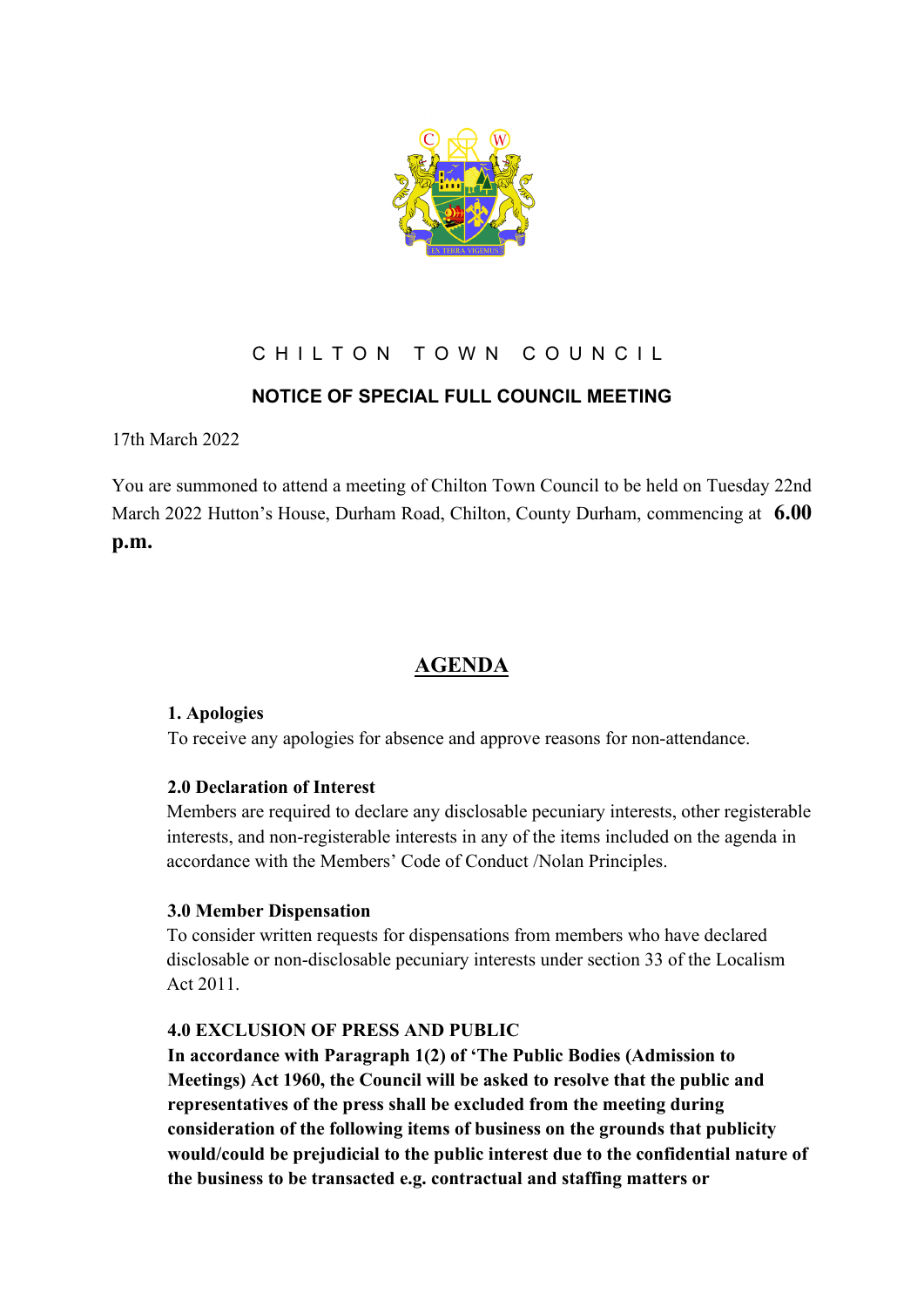# C H I L T O N  T O W N  C O U N C I L

## NOTICE OF SPECIAL FULL COUNCIL MEETING

17th March 2022

You are summoned to attend a meeting of Chilton Town Council to be held on Tuesday 22nd March 2022 Hutton's House, Durham Road, Chilton, County Durham, commencing at **6.00 p.m.**

## AGENDA

**1. Apologies**
To receive any apologies for absence and approve reasons for non-attendance.

**2.0 Declaration of Interest**
Members are required to declare any disclosable pecuniary interests, other registerable interests, and non-registerable interests in any of the items included on the agenda in accordance with the Members' Code of Conduct /Nolan Principles.

**3.0 Member Dispensation**
To consider written requests for dispensations from members who have declared disclosable or non-disclosable pecuniary interests under section 33 of the Localism Act 2011.

**4.0 EXCLUSION OF PRESS AND PUBLIC**
**In accordance with Paragraph 1(2) of 'The Public Bodies (Admission to Meetings) Act 1960, the Council will be asked to resolve that the public and representatives of the press shall be excluded from the meeting during consideration of the following items of business on the grounds that publicity would/could be prejudicial to the public interest due to the confidential nature of the business to be transacted e.g. contractual and staffing matters or**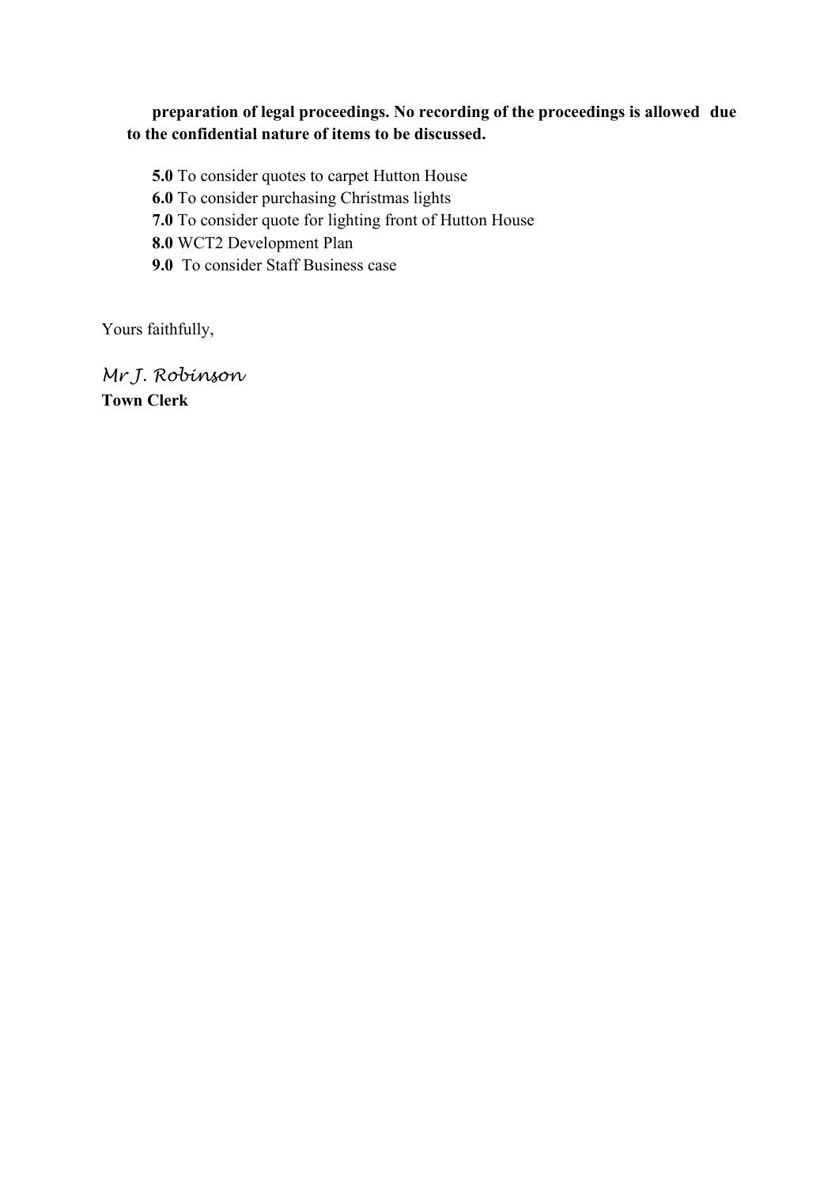**preparation of legal proceedings. No recording of the proceedings is allowed due to the confidential nature of items to be discussed.**

**5.0** To consider quotes to carpet Hutton House
**6.0** To consider purchasing Christmas lights
**7.0** To consider quote for lighting front of Hutton House
**8.0** WCT2 Development Plan
**9.0** To consider Staff Business case

Yours faithfully,

*Mr J. Robinson*
**Town Clerk**